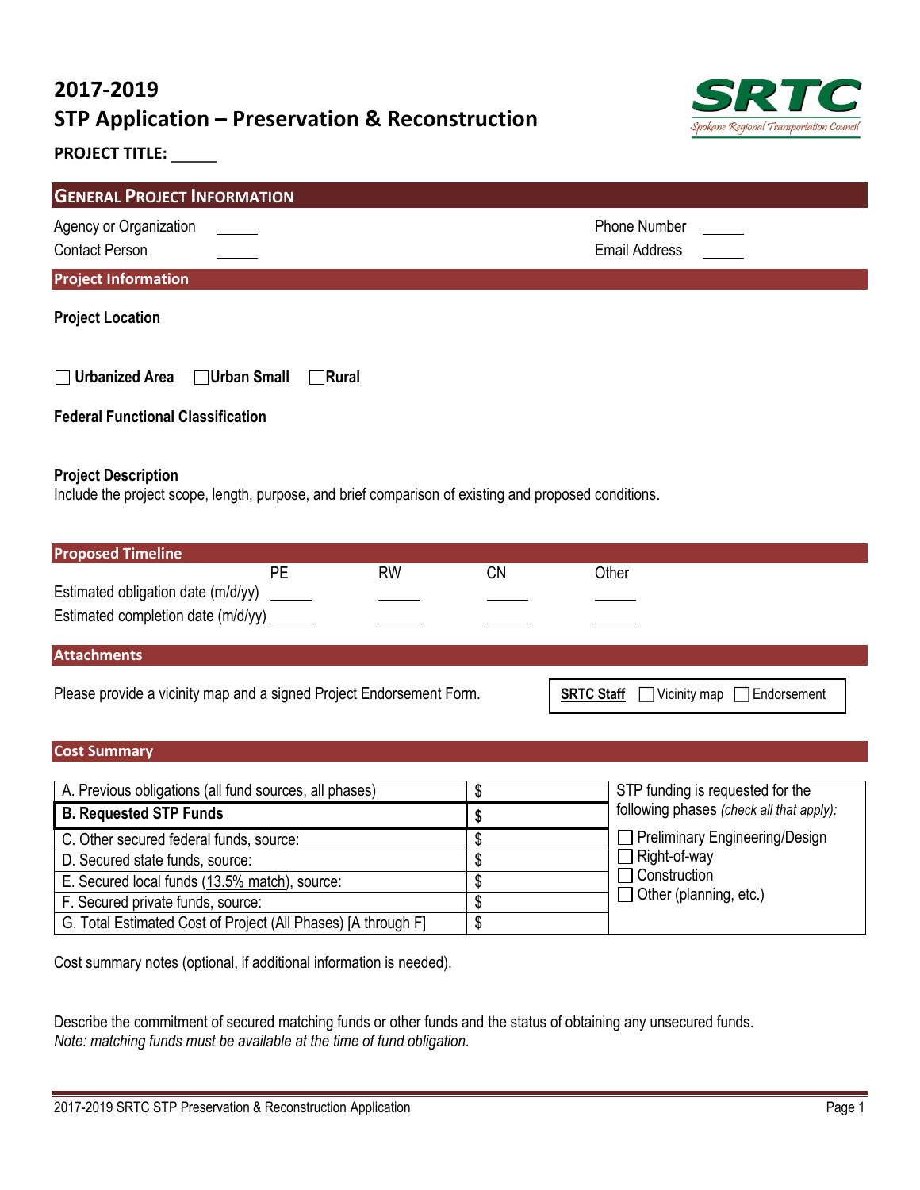# 2017-2019
# STP Application – Preservation & Reconstruction

**PROJECT TITLE:** ______

## General Project Information

| | | | |
|---|---|---|---|
| Agency or Organization | ______ | Phone Number | ______ |
| Contact Person | ______ | Email Address | ______ |

### Project Information

**Project Location**

☐ **Urbanized Area** ☐ **Urban Small** ☐ **Rural**

**Federal Functional Classification**

**Project Description**

Include the project scope, length, purpose, and brief comparison of existing and proposed conditions.

### Proposed Timeline

| | PE | RW | CN | Other |
|---|---|---|---|---|
| Estimated obligation date (m/d/yy) | ______ | ______ | ______ | ______ |
| Estimated completion date (m/d/yy) | ______ | ______ | ______ | ______ |

### Attachments

Please provide a vicinity map and a signed Project Endorsement Form.

**SRTC Staff** ☐ Vicinity map ☐ Endorsement

### Cost Summary

| | | |
|---|---|---|
| A. Previous obligations (all fund sources, all phases) | $ | STP funding is requested for the following phases *(check all that apply)*: |
| **B. Requested STP Funds** | **$** | ☐ Preliminary Engineering/Design |
| C. Other secured federal funds, source: | $ | ☐ Right-of-way |
| D. Secured state funds, source: | $ | ☐ Construction |
| E. Secured local funds (13.5% match), source: | $ | ☐ Other (planning, etc.) |
| F. Secured private funds, source: | $ | |
| G. Total Estimated Cost of Project (All Phases) [A through F] | $ | |

Cost summary notes (optional, if additional information is needed).

Describe the commitment of secured matching funds or other funds and the status of obtaining any unsecured funds.
*Note: matching funds must be available at the time of fund obligation.*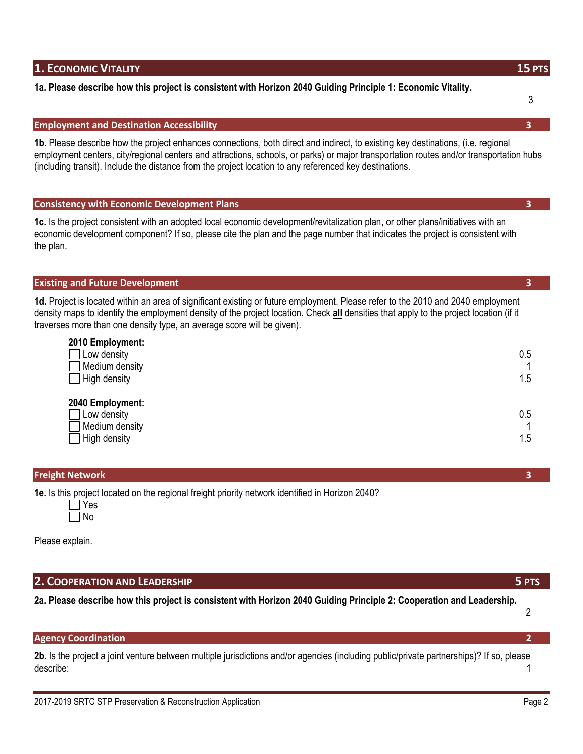## 1. Economic Vitality — 15 pts

**1a. Please describe how this project is consistent with Horizon 2040 Guiding Principle 1: Economic Vitality.**

3

### Employment and Destination Accessibility — 3

**1b.** Please describe how the project enhances connections, both direct and indirect, to existing key destinations, (i.e. regional employment centers, city/regional centers and attractions, schools, or parks) or major transportation routes and/or transportation hubs (including transit). Include the distance from the project location to any referenced key destinations.

### Consistency with Economic Development Plans — 3

**1c.** Is the project consistent with an adopted local economic development/revitalization plan, or other plans/initiatives with an economic development component? If so, please cite the plan and the page number that indicates the project is consistent with the plan.

### Existing and Future Development — 3

**1d.** Project is located within an area of significant existing or future employment. Please refer to the 2010 and 2040 employment density maps to identify the employment density of the project location. Check **all** densities that apply to the project location (if it traverses more than one density type, an average score will be given).

**2010 Employment:**

- ☐ Low density — 0.5
- ☐ Medium density — 1
- ☐ High density — 1.5

**2040 Employment:**

- ☐ Low density — 0.5
- ☐ Medium density — 1
- ☐ High density — 1.5

### Freight Network — 3

**1e.** Is this project located on the regional freight priority network identified in Horizon 2040?

- ☐ Yes
- ☐ No

Please explain.

## 2. Cooperation and Leadership — 5 pts

**2a. Please describe how this project is consistent with Horizon 2040 Guiding Principle 2: Cooperation and Leadership.**

2

### Agency Coordination — 2

**2b.** Is the project a joint venture between multiple jurisdictions and/or agencies (including public/private partnerships)? If so, please describe: 1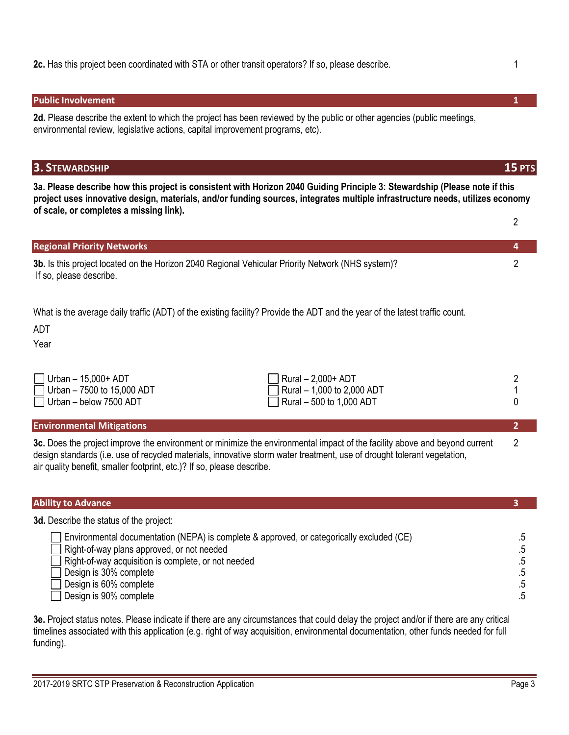**2c.** Has this project been coordinated with STA or other transit operators? If so, please describe. 1

### Public Involvement 1

**2d.** Please describe the extent to which the project has been reviewed by the public or other agencies (public meetings, environmental review, legislative actions, capital improvement programs, etc).

## 3. Stewardship 15 PTS

**3a. Please describe how this project is consistent with Horizon 2040 Guiding Principle 3: Stewardship (Please note if this project uses innovative design, materials, and/or funding sources, integrates multiple infrastructure needs, utilizes economy of scale, or completes a missing link).**

2

### Regional Priority Networks 4

**3b.** Is this project located on the Horizon 2040 Regional Vehicular Priority Network (NHS system)? If so, please describe. 2

What is the average daily traffic (ADT) of the existing facility? Provide the ADT and the year of the latest traffic count.

ADT

Year

| Urban | Rural | Points |
|---|---|---|
| ☐ Urban – 15,000+ ADT | ☐ Rural – 2,000+ ADT | 2 |
| ☐ Urban – 7500 to 15,000 ADT | ☐ Rural – 1,000 to 2,000 ADT | 1 |
| ☐ Urban – below 7500 ADT | ☐ Rural – 500 to 1,000 ADT | 0 |

### Environmental Mitigations 2

**3c.** Does the project improve the environment or minimize the environmental impact of the facility above and beyond current design standards (i.e. use of recycled materials, innovative storm water treatment, use of drought tolerant vegetation, air quality benefit, smaller footprint, etc.)? If so, please describe. 2

### Ability to Advance 3

**3d.** Describe the status of the project:

| Status | Points |
|---|---|
| ☐ Environmental documentation (NEPA) is complete & approved, or categorically excluded (CE) | .5 |
| ☐ Right-of-way plans approved, or not needed | .5 |
| ☐ Right-of-way acquisition is complete, or not needed | .5 |
| ☐ Design is 30% complete | .5 |
| ☐ Design is 60% complete | .5 |
| ☐ Design is 90% complete | .5 |

**3e.** Project status notes. Please indicate if there are any circumstances that could delay the project and/or if there are any critical timelines associated with this application (e.g. right of way acquisition, environmental documentation, other funds needed for full funding).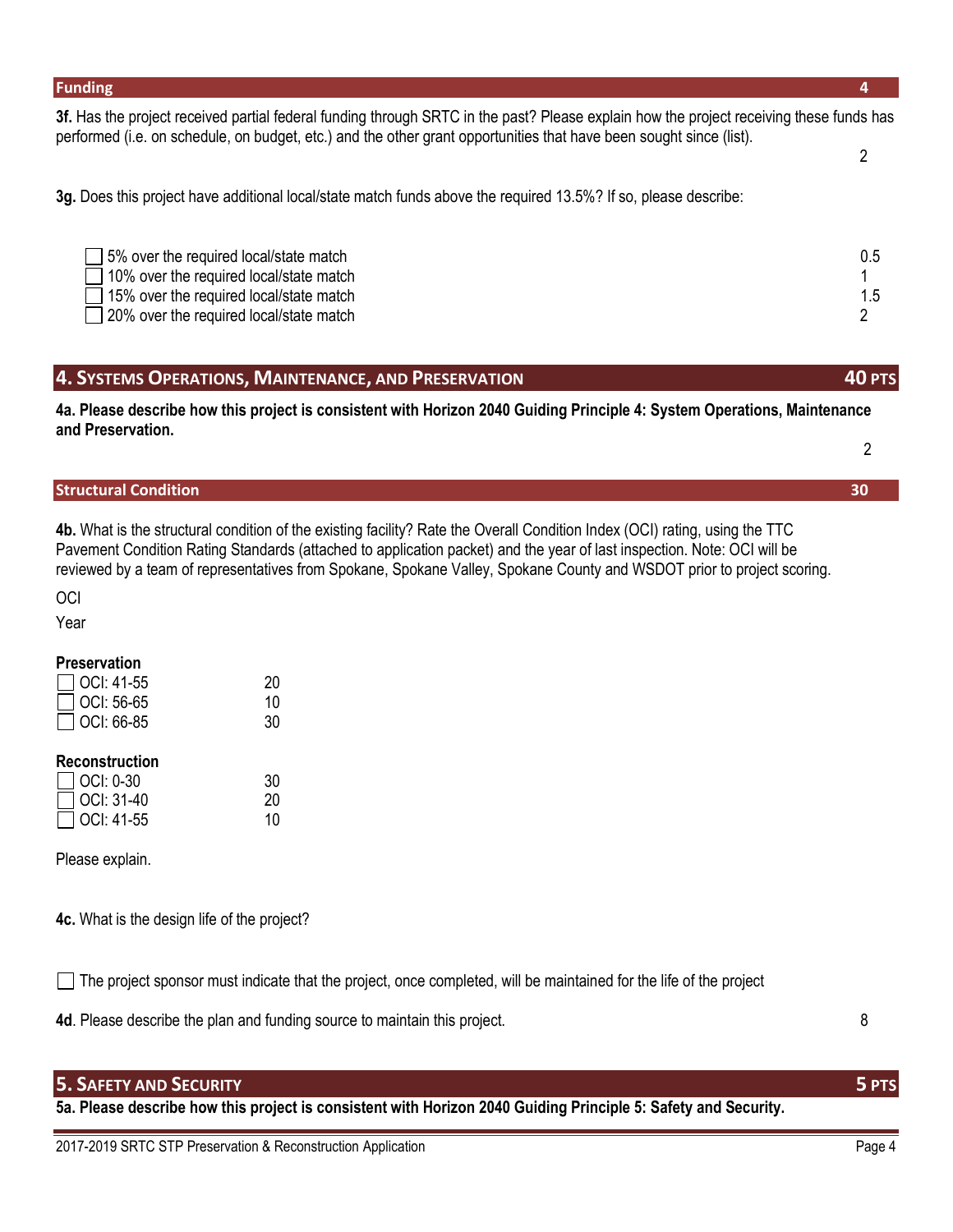### Funding — 4

**3f.** Has the project received partial federal funding through SRTC in the past? Please explain how the project receiving these funds has performed (i.e. on schedule, on budget, etc.) and the other grant opportunities that have been sought since (list). — 2

**3g.** Does this project have additional local/state match funds above the required 13.5%? If so, please describe:

| | |
|---|---|
| ☐ 5% over the required local/state match | 0.5 |
| ☐ 10% over the required local/state match | 1 |
| ☐ 15% over the required local/state match | 1.5 |
| ☐ 20% over the required local/state match | 2 |

## 4. Systems Operations, Maintenance, and Preservation — 40 PTS

**4a. Please describe how this project is consistent with Horizon 2040 Guiding Principle 4: System Operations, Maintenance and Preservation.** — 2

### Structural Condition — 30

**4b.** What is the structural condition of the existing facility? Rate the Overall Condition Index (OCI) rating, using the TTC Pavement Condition Rating Standards (attached to application packet) and the year of last inspection. Note: OCI will be reviewed by a team of representatives from Spokane, Spokane Valley, Spokane County and WSDOT prior to project scoring.

OCI

Year

**Preservation**

| | |
|---|---|
| ☐ OCI: 41-55 | 20 |
| ☐ OCI: 56-65 | 10 |
| ☐ OCI: 66-85 | 30 |

**Reconstruction**

| | |
|---|---|
| ☐ OCI: 0-30 | 30 |
| ☐ OCI: 31-40 | 20 |
| ☐ OCI: 41-55 | 10 |

Please explain.

**4c.** What is the design life of the project?

☐ The project sponsor must indicate that the project, once completed, will be maintained for the life of the project

**4d**. Please describe the plan and funding source to maintain this project. — 8

## 5. Safety and Security — 5 PTS

**5a. Please describe how this project is consistent with Horizon 2040 Guiding Principle 5: Safety and Security.**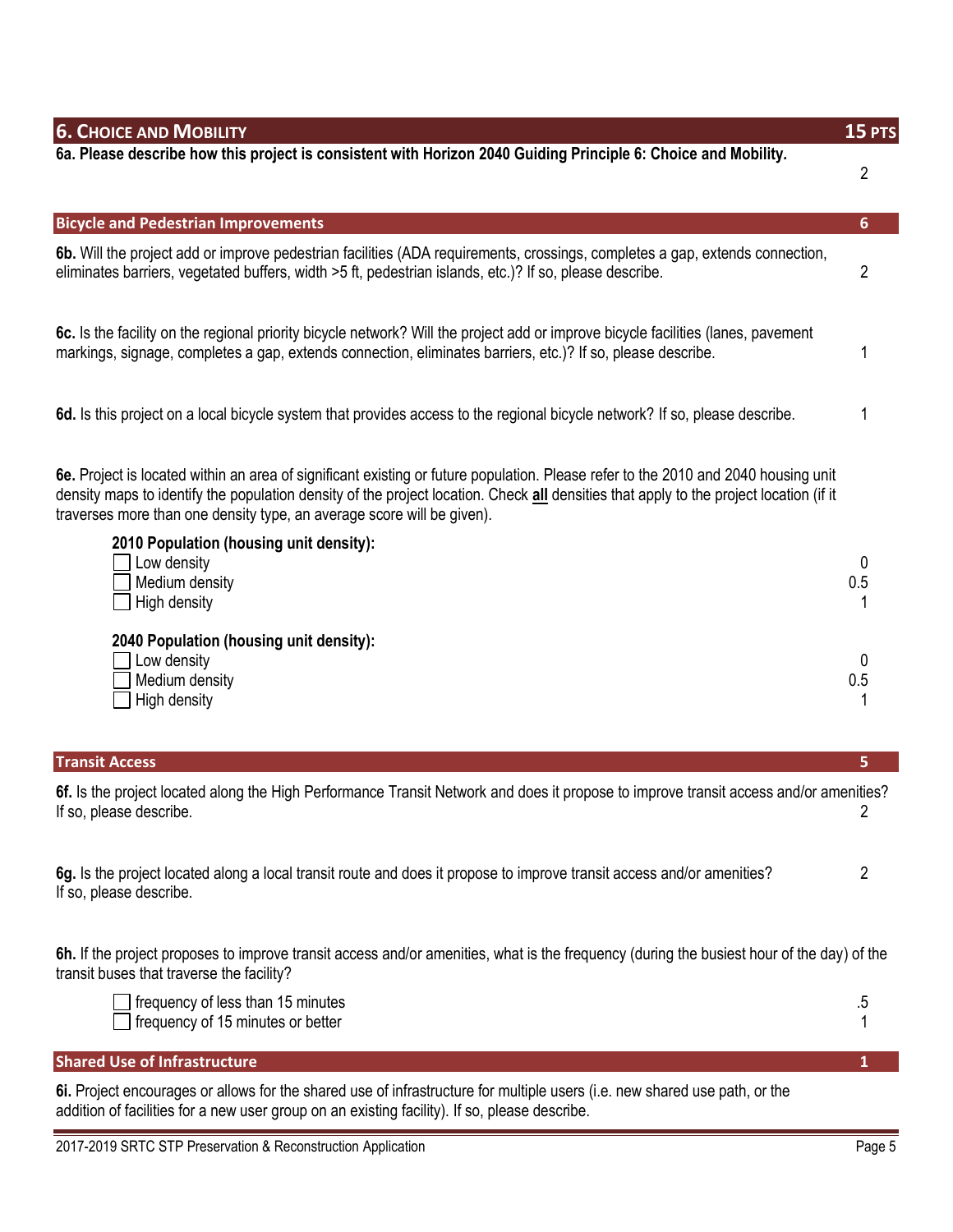## 6. Choice and Mobility — 15 pts

**6a. Please describe how this project is consistent with Horizon 2040 Guiding Principle 6: Choice and Mobility.** 2

### Bicycle and Pedestrian Improvements — 6

**6b.** Will the project add or improve pedestrian facilities (ADA requirements, crossings, completes a gap, extends connection, eliminates barriers, vegetated buffers, width >5 ft, pedestrian islands, etc.)? If so, please describe. 2

**6c.** Is the facility on the regional priority bicycle network? Will the project add or improve bicycle facilities (lanes, pavement markings, signage, completes a gap, extends connection, eliminates barriers, etc.)? If so, please describe. 1

**6d.** Is this project on a local bicycle system that provides access to the regional bicycle network? If so, please describe. 1

**6e.** Project is located within an area of significant existing or future population. Please refer to the 2010 and 2040 housing unit density maps to identify the population density of the project location. Check **all** densities that apply to the project location (if it traverses more than one density type, an average score will be given).

**2010 Population (housing unit density):**

- ☐ Low density — 0
- ☐ Medium density — 0.5
- ☐ High density — 1

**2040 Population (housing unit density):**

- ☐ Low density — 0
- ☐ Medium density — 0.5
- ☐ High density — 1

### Transit Access — 5

**6f.** Is the project located along the High Performance Transit Network and does it propose to improve transit access and/or amenities? If so, please describe. 2

**6g.** Is the project located along a local transit route and does it propose to improve transit access and/or amenities? If so, please describe. 2

**6h.** If the project proposes to improve transit access and/or amenities, what is the frequency (during the busiest hour of the day) of the transit buses that traverse the facility?

- ☐ frequency of less than 15 minutes — .5
- ☐ frequency of 15 minutes or better — 1

### Shared Use of Infrastructure — 1

**6i.** Project encourages or allows for the shared use of infrastructure for multiple users (i.e. new shared use path, or the addition of facilities for a new user group on an existing facility). If so, please describe.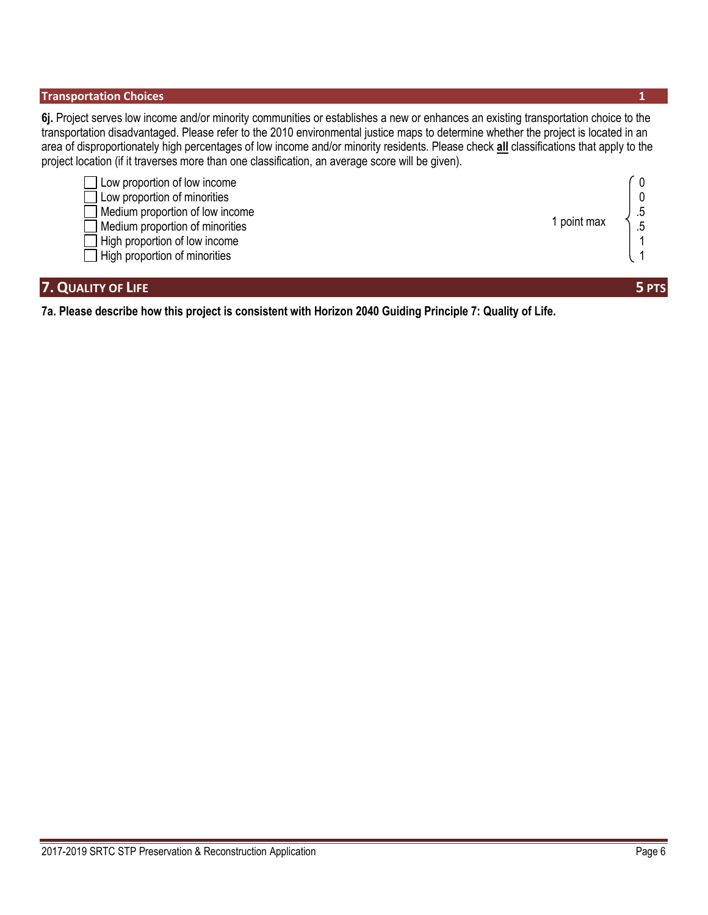## Transportation Choices — 1

**6j.** Project serves low income and/or minority communities or establishes a new or enhances an existing transportation choice to the transportation disadvantaged. Please refer to the 2010 environmental justice maps to determine whether the project is located in an area of disproportionately high percentages of low income and/or minority residents. Please check **all** classifications that apply to the project location (if it traverses more than one classification, an average score will be given).

1 point max

| | |
|---|---|
| ☐ Low proportion of low income | 0 |
| ☐ Low proportion of minorities | 0 |
| ☐ Medium proportion of low income | .5 |
| ☐ Medium proportion of minorities | .5 |
| ☐ High proportion of low income | 1 |
| ☐ High proportion of minorities | 1 |

## 7. Quality of Life — 5 PTS

**7a. Please describe how this project is consistent with Horizon 2040 Guiding Principle 7: Quality of Life.**